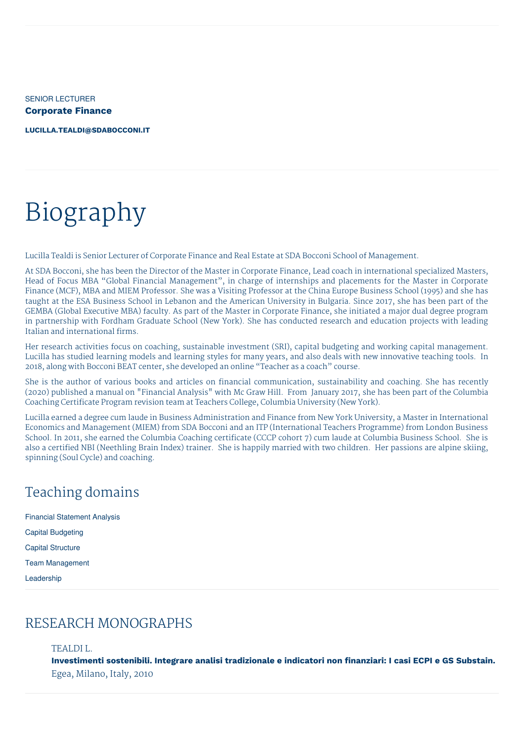SENIOR LECTURER

**Corporate Finance**

**LUCILLA.TEALDI@SDABOCCONI.IT**

# Biography

Lucilla Tealdi is Senior Lecturer of Corporate Finance and Real Estate at SDA Bocconi School of Management.

At SDA Bocconi, she has been the Director of the Master in Corporate Finance, Lead coach in international specialized Masters, Head of Focus MBA "Global Financial Management", in charge of internships and placements for the Master in Corporate Finance (MCF), MBA and MIEM Professor. She was a Visiting Professor at the China Europe Business School (1995) and she has taught at the ESA Business School in Lebanon and the American University in Bulgaria. Since 2017, she has been part of the GEMBA (Global Executive MBA) faculty. As part of the Master in Corporate Finance, she initiated a major dual degree program in partnership with Fordham Graduate School (New York). She has conducted research and education projects with leading Italian and international firms.

Her research activities focus on coaching, sustainable investment (SRI), capital budgeting and working capital management. Lucilla has studied learning models and learning styles for many years, and also deals with new innovative teaching tools. In 2018, along with Bocconi BEAT center, she developed an online "Teacher as a coach" course.

She is the author of various books and articles on financial communication, sustainability and coaching. She has recently (2020) published a manual on "Financial Analysis" with Mc Graw Hill. From January 2017, she has been part of the Columbia Coaching Certificate Program revision team at Teachers College, Columbia University (New York).

Lucilla earned a degree cum laude in Business Administration and Finance from New York University, a Master in International Economics and Management (MIEM) from SDA Bocconi and an ITP (International Teachers Programme) from London Business School. In 2011, she earned the Columbia Coaching certificate (CCCP cohort 7) cum laude at Columbia Business School. She is also a certified NBI (Neethling Brain Index) trainer. She is happily married with two children. Her passions are alpine skiing, spinning (Soul Cycle) and coaching.

## Teaching domains

Financial Statement Analysis

Capital Budgeting

Capital Structure

Team Management

Leadership

## RESEARCH MONOGRAPHS

TEALDI L.
**Investimenti sostenibili. Integrare analisi tradizionale e indicatori non finanziari: I casi ECPI e GS Substain.**
Egea, Milano, Italy, 2010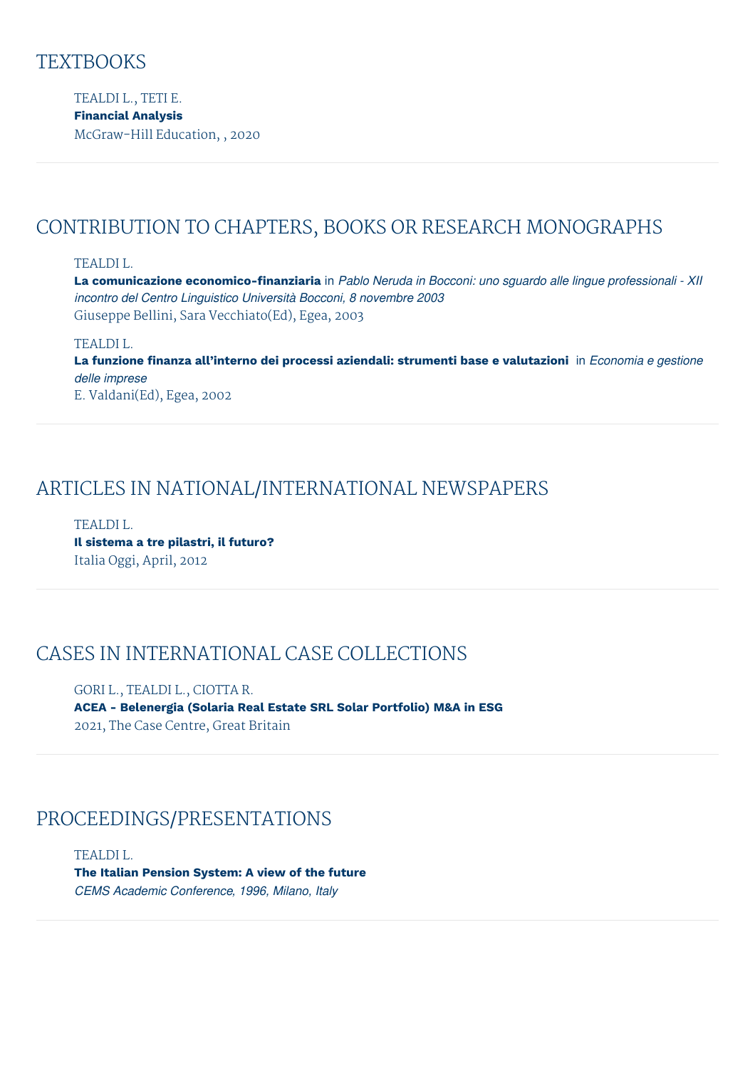## TEXTBOOKS

TEALDI L., TETI E.
**Financial Analysis**
McGraw-Hill Education, , 2020

## CONTRIBUTION TO CHAPTERS, BOOKS OR RESEARCH MONOGRAPHS

TEALDI L.
**La comunicazione economico-finanziaria** in *Pablo Neruda in Bocconi: uno sguardo alle lingue professionali - XII incontro del Centro Linguistico Università Bocconi, 8 novembre 2003*
Giuseppe Bellini, Sara Vecchiato(Ed), Egea, 2003

TEALDI L.
**La funzione finanza all'interno dei processi aziendali: strumenti base e valutazioni** in *Economia e gestione delle imprese*
E. Valdani(Ed), Egea, 2002

## ARTICLES IN NATIONAL/INTERNATIONAL NEWSPAPERS

TEALDI L.
**Il sistema a tre pilastri, il futuro?**
Italia Oggi, April, 2012

## CASES IN INTERNATIONAL CASE COLLECTIONS

GORI L., TEALDI L., CIOTTA R.
**ACEA - Belenergia (Solaria Real Estate SRL Solar Portfolio) M&A in ESG**
2021, The Case Centre, Great Britain

## PROCEEDINGS/PRESENTATIONS

TEALDI L.
**The Italian Pension System: A view of the future**
*CEMS Academic Conference, 1996, Milano, Italy*